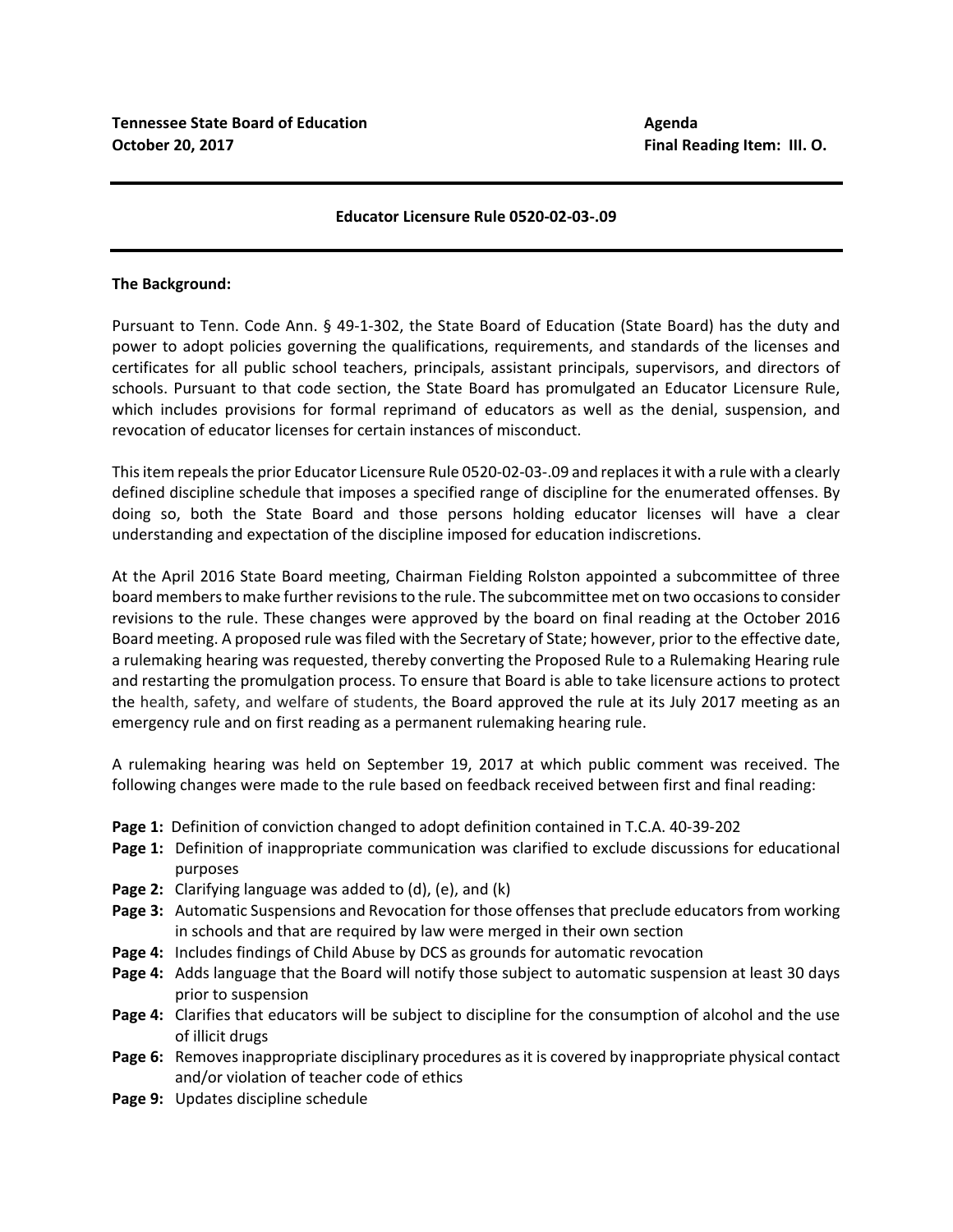**Tennessee State Board of Education** | **Agenda**
**October 20, 2017** | **Final Reading Item: III. O.**

---

**Educator Licensure Rule 0520-02-03-.09**

---

**The Background:**

Pursuant to Tenn. Code Ann. § 49-1-302, the State Board of Education (State Board) has the duty and power to adopt policies governing the qualifications, requirements, and standards of the licenses and certificates for all public school teachers, principals, assistant principals, supervisors, and directors of schools. Pursuant to that code section, the State Board has promulgated an Educator Licensure Rule, which includes provisions for formal reprimand of educators as well as the denial, suspension, and revocation of educator licenses for certain instances of misconduct.

This item repeals the prior Educator Licensure Rule 0520-02-03-.09 and replaces it with a rule with a clearly defined discipline schedule that imposes a specified range of discipline for the enumerated offenses. By doing so, both the State Board and those persons holding educator licenses will have a clear understanding and expectation of the discipline imposed for education indiscretions.

At the April 2016 State Board meeting, Chairman Fielding Rolston appointed a subcommittee of three board members to make further revisions to the rule. The subcommittee met on two occasions to consider revisions to the rule. These changes were approved by the board on final reading at the October 2016 Board meeting. A proposed rule was filed with the Secretary of State; however, prior to the effective date, a rulemaking hearing was requested, thereby converting the Proposed Rule to a Rulemaking Hearing rule and restarting the promulgation process. To ensure that Board is able to take licensure actions to protect the health, safety, and welfare of students, the Board approved the rule at its July 2017 meeting as an emergency rule and on first reading as a permanent rulemaking hearing rule.

A rulemaking hearing was held on September 19, 2017 at which public comment was received. The following changes were made to the rule based on feedback received between first and final reading:

- **Page 1:** Definition of conviction changed to adopt definition contained in T.C.A. 40-39-202
- **Page 1:** Definition of inappropriate communication was clarified to exclude discussions for educational purposes
- **Page 2:** Clarifying language was added to (d), (e), and (k)
- **Page 3:** Automatic Suspensions and Revocation for those offenses that preclude educators from working in schools and that are required by law were merged in their own section
- **Page 4:** Includes findings of Child Abuse by DCS as grounds for automatic revocation
- **Page 4:** Adds language that the Board will notify those subject to automatic suspension at least 30 days prior to suspension
- **Page 4:** Clarifies that educators will be subject to discipline for the consumption of alcohol and the use of illicit drugs
- **Page 6:** Removes inappropriate disciplinary procedures as it is covered by inappropriate physical contact and/or violation of teacher code of ethics
- **Page 9:** Updates discipline schedule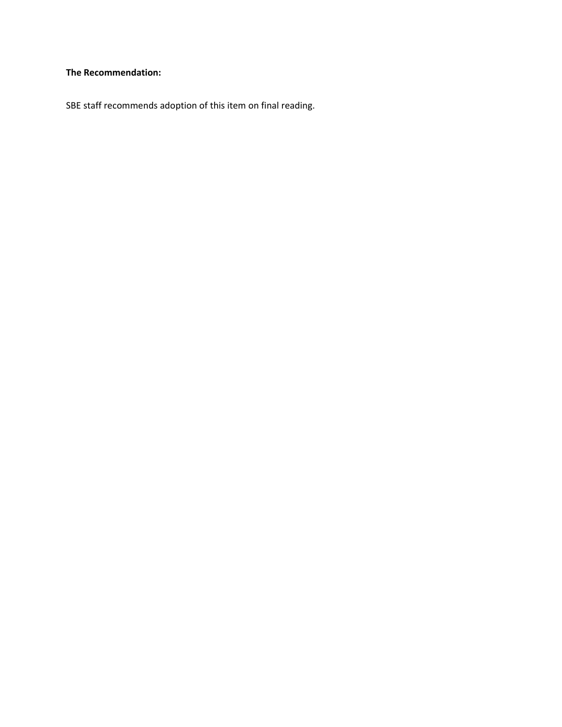**The Recommendation:**

SBE staff recommends adoption of this item on final reading.